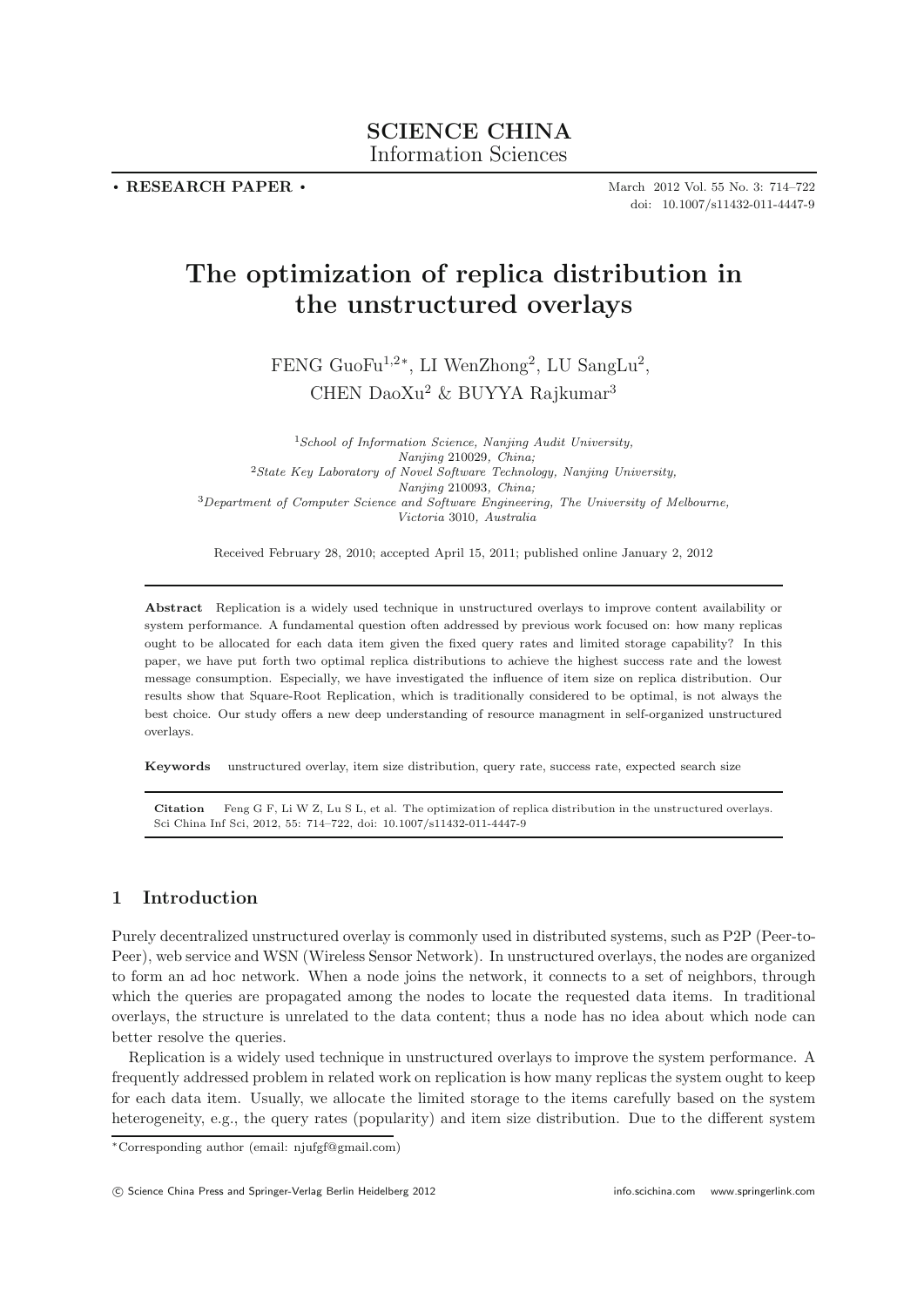SCIENCE CHINA
Information Sciences

• RESEARCH PAPER •

March 2012 Vol. 55 No. 3: 714–722
doi: 10.1007/s11432-011-4447-9

# The optimization of replica distribution in the unstructured overlays

FENG GuoFu[1,2*], LI WenZhong[2], LU SangLu[2], CHEN DaoXu[2] & BUYYA Rajkumar[3]

[1]*School of Information Science, Nanjing Audit University, Nanjing 210029, China;*
[2]*State Key Laboratory of Novel Software Technology, Nanjing University, Nanjing 210093, China;*
[3]*Department of Computer Science and Software Engineering, The University of Melbourne, Victoria 3010, Australia*

Received February 28, 2010; accepted April 15, 2011; published online January 2, 2012

**Abstract** Replication is a widely used technique in unstructured overlays to improve content availability or system performance. A fundamental question often addressed by previous work focused on: how many replicas ought to be allocated for each data item given the fixed query rates and limited storage capability? In this paper, we have put forth two optimal replica distributions to achieve the highest success rate and the lowest message consumption. Especially, we have investigated the influence of item size on replica distribution. Our results show that Square-Root Replication, which is traditionally considered to be optimal, is not always the best choice. Our study offers a new deep understanding of resource managment in self-organized unstructured overlays.

**Keywords** unstructured overlay, item size distribution, query rate, success rate, expected search size

**Citation** Feng G F, Li W Z, Lu S L, et al. The optimization of replica distribution in the unstructured overlays. Sci China Inf Sci, 2012, 55: 714–722, doi: 10.1007/s11432-011-4447-9

## 1 Introduction

Purely decentralized unstructured overlay is commonly used in distributed systems, such as P2P (Peer-to-Peer), web service and WSN (Wireless Sensor Network). In unstructured overlays, the nodes are organized to form an ad hoc network. When a node joins the network, it connects to a set of neighbors, through which the queries are propagated among the nodes to locate the requested data items. In traditional overlays, the structure is unrelated to the data content; thus a node has no idea about which node can better resolve the queries.

Replication is a widely used technique in unstructured overlays to improve the system performance. A frequently addressed problem in related work on replication is how many replicas the system ought to keep for each data item. Usually, we allocate the limited storage to the items carefully based on the system heterogeneity, e.g., the query rates (popularity) and item size distribution. Due to the different system

*Corresponding author (email: njufgf@gmail.com)

© Science China Press and Springer-Verlag Berlin Heidelberg 2012 info.scichina.com www.springerlink.com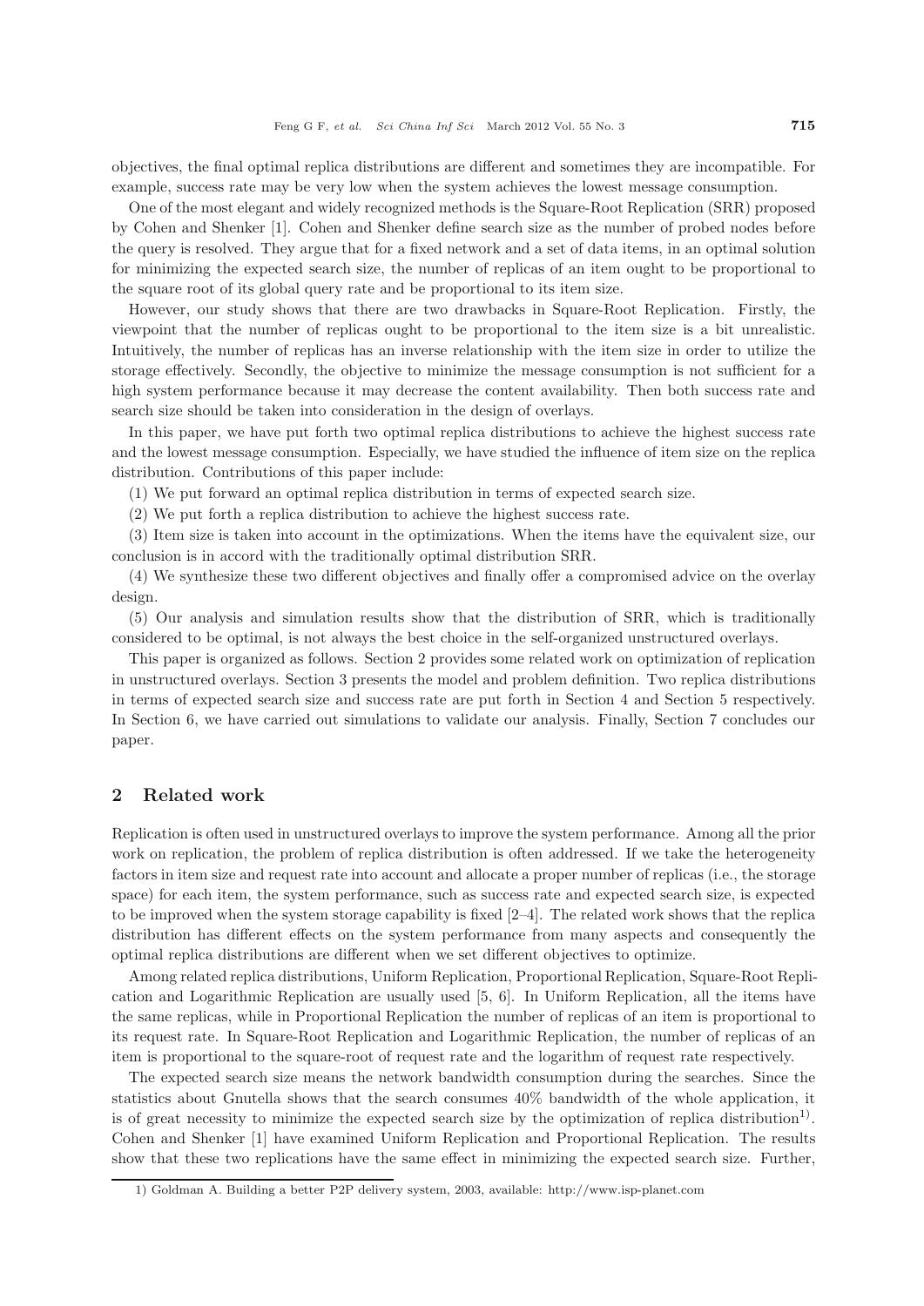objectives, the final optimal replica distributions are different and sometimes they are incompatible. For example, success rate may be very low when the system achieves the lowest message consumption.

One of the most elegant and widely recognized methods is the Square-Root Replication (SRR) proposed by Cohen and Shenker [1]. Cohen and Shenker define search size as the number of probed nodes before the query is resolved. They argue that for a fixed network and a set of data items, in an optimal solution for minimizing the expected search size, the number of replicas of an item ought to be proportional to the square root of its global query rate and be proportional to its item size.

However, our study shows that there are two drawbacks in Square-Root Replication. Firstly, the viewpoint that the number of replicas ought to be proportional to the item size is a bit unrealistic. Intuitively, the number of replicas has an inverse relationship with the item size in order to utilize the storage effectively. Secondly, the objective to minimize the message consumption is not sufficient for a high system performance because it may decrease the content availability. Then both success rate and search size should be taken into consideration in the design of overlays.

In this paper, we have put forth two optimal replica distributions to achieve the highest success rate and the lowest message consumption. Especially, we have studied the influence of item size on the replica distribution. Contributions of this paper include:

(1) We put forward an optimal replica distribution in terms of expected search size.

(2) We put forth a replica distribution to achieve the highest success rate.

(3) Item size is taken into account in the optimizations. When the items have the equivalent size, our conclusion is in accord with the traditionally optimal distribution SRR.

(4) We synthesize these two different objectives and finally offer a compromised advice on the overlay design.

(5) Our analysis and simulation results show that the distribution of SRR, which is traditionally considered to be optimal, is not always the best choice in the self-organized unstructured overlays.

This paper is organized as follows. Section 2 provides some related work on optimization of replication in unstructured overlays. Section 3 presents the model and problem definition. Two replica distributions in terms of expected search size and success rate are put forth in Section 4 and Section 5 respectively. In Section 6, we have carried out simulations to validate our analysis. Finally, Section 7 concludes our paper.

## 2 Related work

Replication is often used in unstructured overlays to improve the system performance. Among all the prior work on replication, the problem of replica distribution is often addressed. If we take the heterogeneity factors in item size and request rate into account and allocate a proper number of replicas (i.e., the storage space) for each item, the system performance, such as success rate and expected search size, is expected to be improved when the system storage capability is fixed [2–4]. The related work shows that the replica distribution has different effects on the system performance from many aspects and consequently the optimal replica distributions are different when we set different objectives to optimize.

Among related replica distributions, Uniform Replication, Proportional Replication, Square-Root Replication and Logarithmic Replication are usually used [5, 6]. In Uniform Replication, all the items have the same replicas, while in Proportional Replication the number of replicas of an item is proportional to its request rate. In Square-Root Replication and Logarithmic Replication, the number of replicas of an item is proportional to the square-root of request rate and the logarithm of request rate respectively.

The expected search size means the network bandwidth consumption during the searches. Since the statistics about Gnutella shows that the search consumes 40% bandwidth of the whole application, it is of great necessity to minimize the expected search size by the optimization of replica distribution[1]. Cohen and Shenker [1] have examined Uniform Replication and Proportional Replication. The results show that these two replications have the same effect in minimizing the expected search size. Further,

1) Goldman A. Building a better P2P delivery system, 2003, available: http://www.isp-planet.com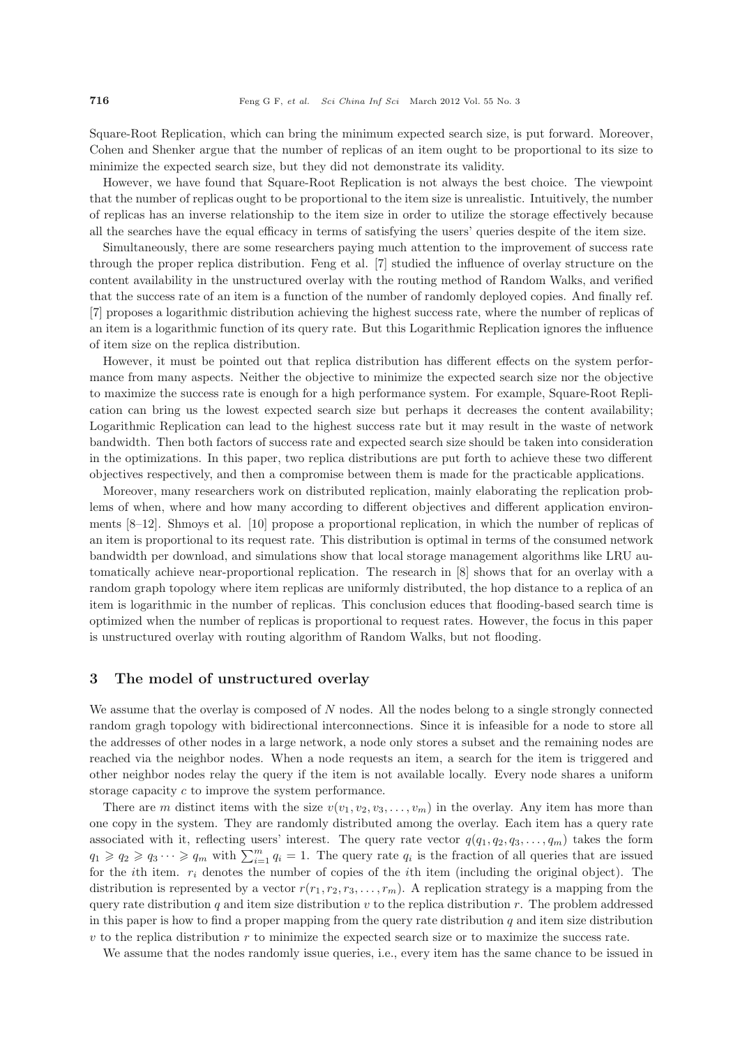Square-Root Replication, which can bring the minimum expected search size, is put forward. Moreover, Cohen and Shenker argue that the number of replicas of an item ought to be proportional to its size to minimize the expected search size, but they did not demonstrate its validity.

However, we have found that Square-Root Replication is not always the best choice. The viewpoint that the number of replicas ought to be proportional to the item size is unrealistic. Intuitively, the number of replicas has an inverse relationship to the item size in order to utilize the storage effectively because all the searches have the equal efficacy in terms of satisfying the users' queries despite of the item size.

Simultaneously, there are some researchers paying much attention to the improvement of success rate through the proper replica distribution. Feng et al. [7] studied the influence of overlay structure on the content availability in the unstructured overlay with the routing method of Random Walks, and verified that the success rate of an item is a function of the number of randomly deployed copies. And finally ref. [7] proposes a logarithmic distribution achieving the highest success rate, where the number of replicas of an item is a logarithmic function of its query rate. But this Logarithmic Replication ignores the influence of item size on the replica distribution.

However, it must be pointed out that replica distribution has different effects on the system performance from many aspects. Neither the objective to minimize the expected search size nor the objective to maximize the success rate is enough for a high performance system. For example, Square-Root Replication can bring us the lowest expected search size but perhaps it decreases the content availability; Logarithmic Replication can lead to the highest success rate but it may result in the waste of network bandwidth. Then both factors of success rate and expected search size should be taken into consideration in the optimizations. In this paper, two replica distributions are put forth to achieve these two different objectives respectively, and then a compromise between them is made for the practicable applications.

Moreover, many researchers work on distributed replication, mainly elaborating the replication problems of when, where and how many according to different objectives and different application environments [8–12]. Shmoys et al. [10] propose a proportional replication, in which the number of replicas of an item is proportional to its request rate. This distribution is optimal in terms of the consumed network bandwidth per download, and simulations show that local storage management algorithms like LRU automatically achieve near-proportional replication. The research in [8] shows that for an overlay with a random graph topology where item replicas are uniformly distributed, the hop distance to a replica of an item is logarithmic in the number of replicas. This conclusion educes that flooding-based search time is optimized when the number of replicas is proportional to request rates. However, the focus in this paper is unstructured overlay with routing algorithm of Random Walks, but not flooding.

## 3 The model of unstructured overlay

We assume that the overlay is composed of $N$ nodes. All the nodes belong to a single strongly connected random gragh topology with bidirectional interconnections. Since it is infeasible for a node to store all the addresses of other nodes in a large network, a node only stores a subset and the remaining nodes are reached via the neighbor nodes. When a node requests an item, a search for the item is triggered and other neighbor nodes relay the query if the item is not available locally. Every node shares a uniform storage capacity $c$ to improve the system performance.

There are $m$ distinct items with the size $v(v_1, v_2, v_3, \ldots, v_m)$ in the overlay. Any item has more than one copy in the system. They are randomly distributed among the overlay. Each item has a query rate associated with it, reflecting users' interest. The query rate vector $q(q_1, q_2, q_3, \ldots, q_m)$ takes the form $q_1 \geqslant q_2 \geqslant q_3 \cdots \geqslant q_m$ with $\sum_{i=1}^{m} q_i = 1$. The query rate $q_i$ is the fraction of all queries that are issued for the $i$th item. $r_i$ denotes the number of copies of the $i$th item (including the original object). The distribution is represented by a vector $r(r_1, r_2, r_3, \ldots, r_m)$. A replication strategy is a mapping from the query rate distribution $q$ and item size distribution $v$ to the replica distribution $r$. The problem addressed in this paper is how to find a proper mapping from the query rate distribution $q$ and item size distribution $v$ to the replica distribution $r$ to minimize the expected search size or to maximize the success rate.

We assume that the nodes randomly issue queries, i.e., every item has the same chance to be issued in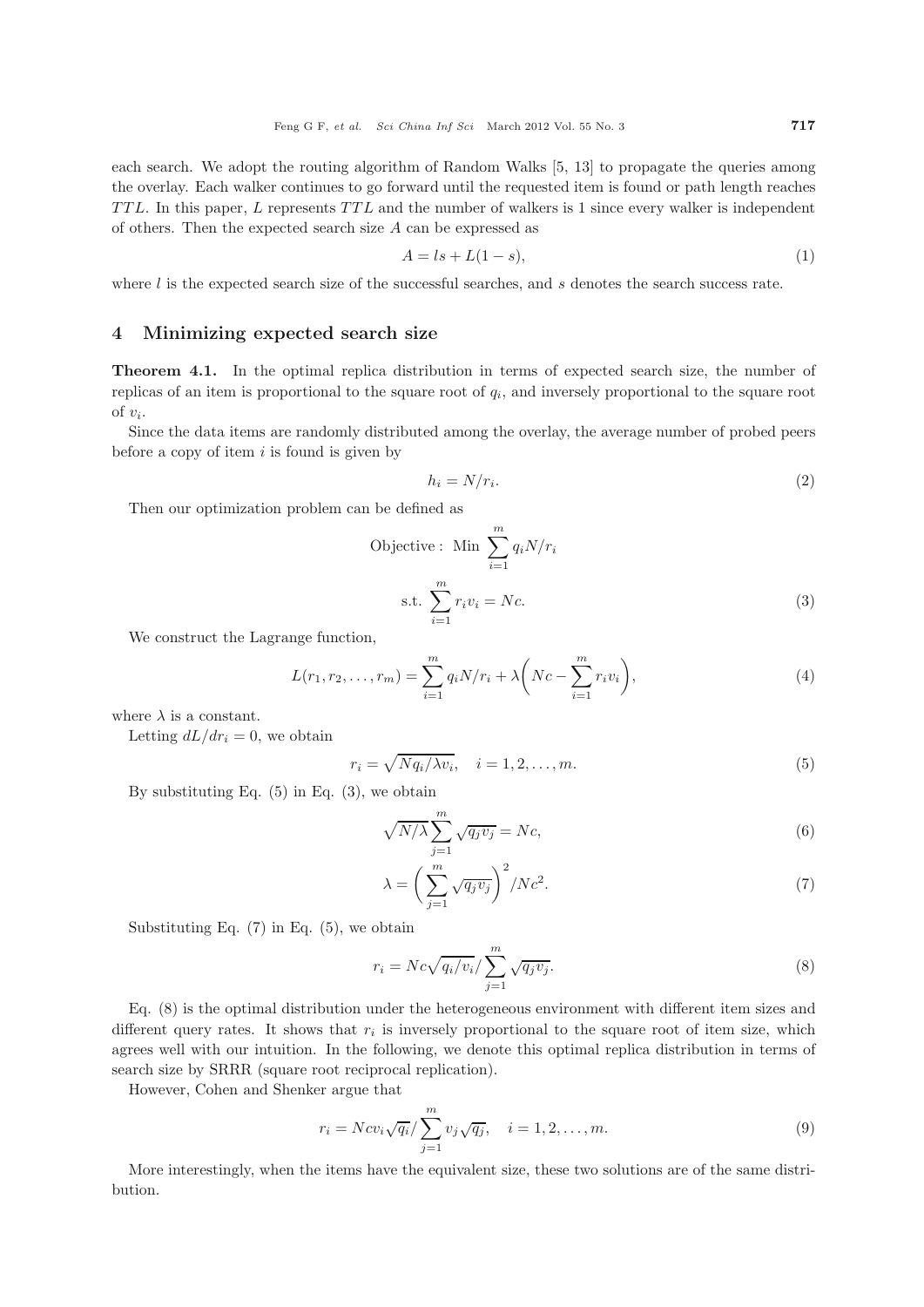each search. We adopt the routing algorithm of Random Walks [5, 13] to propagate the queries among the overlay. Each walker continues to go forward until the requested item is found or path length reaches $TTL$. In this paper, $L$ represents $TTL$ and the number of walkers is 1 since every walker is independent of others. Then the expected search size $A$ can be expressed as

$$A = ls + L(1 - s), \tag{1}$$

where $l$ is the expected search size of the successful searches, and $s$ denotes the search success rate.

## 4 Minimizing expected search size

**Theorem 4.1.** In the optimal replica distribution in terms of expected search size, the number of replicas of an item is proportional to the square root of $q_i$, and inversely proportional to the square root of $v_i$.

Since the data items are randomly distributed among the overlay, the average number of probed peers before a copy of item $i$ is found is given by

$$h_i = N/r_i. \tag{2}$$

Then our optimization problem can be defined as

$$\text{Objective: Min } \sum_{i=1}^{m} q_i N/r_i$$

$$\text{s.t. } \sum_{i=1}^{m} r_i v_i = Nc. \tag{3}$$

We construct the Lagrange function,

$$L(r_1, r_2, \ldots, r_m) = \sum_{i=1}^{m} q_i N/r_i + \lambda\left(Nc - \sum_{i=1}^{m} r_i v_i\right), \tag{4}$$

where $\lambda$ is a constant.

Letting $dL/dr_i = 0$, we obtain

$$r_i = \sqrt{Nq_i/\lambda v_i}, \quad i = 1, 2, \ldots, m. \tag{5}$$

By substituting Eq. (5) in Eq. (3), we obtain

$$\sqrt{N/\lambda}\sum_{j=1}^{m} \sqrt{q_j v_j} = Nc, \tag{6}$$

$$\lambda = \left(\sum_{j=1}^{m} \sqrt{q_j v_j}\right)^2 / Nc^2. \tag{7}$$

Substituting Eq. (7) in Eq. (5), we obtain

$$r_i = Nc\sqrt{q_i/v_i} / \sum_{j=1}^{m} \sqrt{q_j v_j}. \tag{8}$$

Eq. (8) is the optimal distribution under the heterogeneous environment with different item sizes and different query rates. It shows that $r_i$ is inversely proportional to the square root of item size, which agrees well with our intuition. In the following, we denote this optimal replica distribution in terms of search size by SRRR (square root reciprocal replication).

However, Cohen and Shenker argue that

$$r_i = Ncv_i\sqrt{q_i} / \sum_{j=1}^{m} v_j\sqrt{q_j}, \quad i = 1, 2, \ldots, m. \tag{9}$$

More interestingly, when the items have the equivalent size, these two solutions are of the same distribution.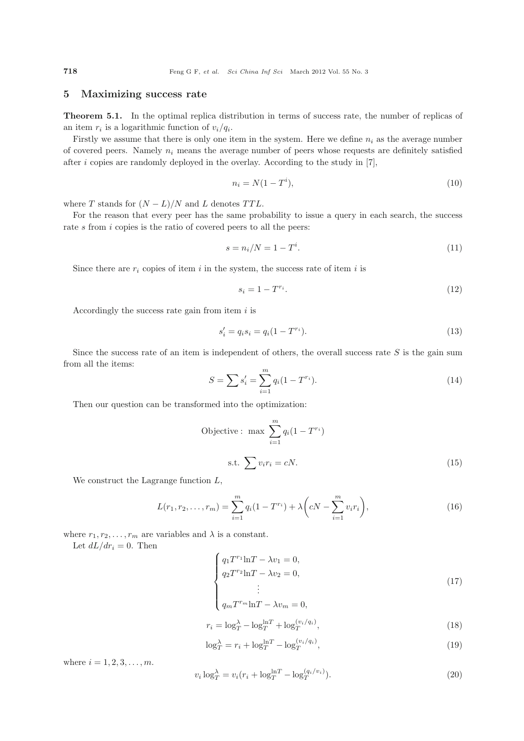## 5 Maximizing success rate

**Theorem 5.1.** In the optimal replica distribution in terms of success rate, the number of replicas of an item $r_i$ is a logarithmic function of $v_i/q_i$.

Firstly we assume that there is only one item in the system. Here we define $n_i$ as the average number of covered peers. Namely $n_i$ means the average number of peers whose requests are definitely satisfied after $i$ copies are randomly deployed in the overlay. According to the study in [7],

$$n_i = N(1 - T^i), \tag{10}$$

where $T$ stands for $(N - L)/N$ and $L$ denotes $TTL$.

For the reason that every peer has the same probability to issue a query in each search, the success rate $s$ from $i$ copies is the ratio of covered peers to all the peers:

$$s = n_i/N = 1 - T^i. \tag{11}$$

Since there are $r_i$ copies of item $i$ in the system, the success rate of item $i$ is

$$s_i = 1 - T^{r_i}. \tag{12}$$

Accordingly the success rate gain from item $i$ is

$$s_i' = q_i s_i = q_i(1 - T^{r_i}). \tag{13}$$

Since the success rate of an item is independent of others, the overall success rate $S$ is the gain sum from all the items:

$$S = \sum s_i' = \sum_{i=1}^{m} q_i(1 - T^{r_i}). \tag{14}$$

Then our question can be transformed into the optimization:

$$\text{Objective: } \max \sum_{i=1}^{m} q_i(1 - T^{r_i})$$

$$\text{s.t. } \sum v_i r_i = cN. \tag{15}$$

We construct the Lagrange function $L$,

$$L(r_1, r_2, \ldots, r_m) = \sum_{i=1}^{m} q_i(1 - T^{r_i}) + \lambda\left(cN - \sum_{i=1}^{m} v_i r_i\right), \tag{16}$$

where $r_1, r_2, \ldots, r_m$ are variables and $\lambda$ is a constant.

Let $dL/dr_i = 0$. Then

$$\begin{cases} q_1 T^{r_1} \ln T - \lambda v_1 = 0, \\ q_2 T^{r_2} \ln T - \lambda v_2 = 0, \\ \quad\vdots \\ q_m T^{r_m} \ln T - \lambda v_m = 0, \end{cases} \tag{17}$$

$$r_i = \log_T^{\lambda} - \log_T^{\ln T} + \log_T^{(v_i/q_i)}, \tag{18}$$

$$\log_T^{\lambda} = r_i + \log_T^{\ln T} - \log_T^{(v_i/q_i)}, \tag{19}$$

where $i = 1, 2, 3, \ldots, m$.

$$v_i \log_T^{\lambda} = v_i(r_i + \log_T^{\ln T} - \log_T^{(q_i/v_i)}). \tag{20}$$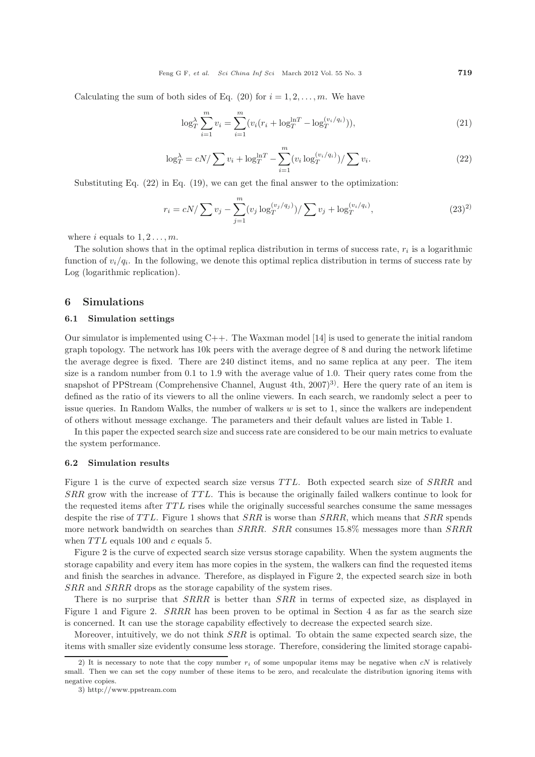Calculating the sum of both sides of Eq. (20) for $i = 1, 2, \ldots, m$. We have

$$\log_T^{\lambda} \sum_{i=1}^{m} v_i = \sum_{i=1}^{m} (v_i(r_i + \log_T^{\ln T} - \log_T^{(v_i/q_i)})), \tag{21}$$

$$\log_T^{\lambda} = cN/\sum v_i + \log_T^{\ln T} - \sum_{i=1}^{m} (v_i \log_T^{(v_i/q_i)})/\sum v_i. \tag{22}$$

Substituting Eq. (22) in Eq. (19), we can get the final answer to the optimization:

$$r_i = cN/\sum v_j - \sum_{j=1}^{m} (v_j \log_T^{(v_j/q_j)})/\sum v_j + \log_T^{(v_i/q_i)}, \tag{23}$$ [2)]

where $i$ equals to $1, 2 \ldots, m$.

The solution shows that in the optimal replica distribution in terms of success rate, $r_i$ is a logarithmic function of $v_i/q_i$. In the following, we denote this optimal replica distribution in terms of success rate by Log (logarithmic replication).

## 6 Simulations

### 6.1 Simulation settings

Our simulator is implemented using C++. The Waxman model [14] is used to generate the initial random graph topology. The network has 10k peers with the average degree of 8 and during the network lifetime the average degree is fixed. There are 240 distinct items, and no same replica at any peer. The item size is a random number from 0.1 to 1.9 with the average value of 1.0. Their query rates come from the snapshot of PPStream (Comprehensive Channel, August 4th, 2007)[3)]. Here the query rate of an item is defined as the ratio of its viewers to all the online viewers. In each search, we randomly select a peer to issue queries. In Random Walks, the number of walkers $w$ is set to 1, since the walkers are independent of others without message exchange. The parameters and their default values are listed in Table 1.

In this paper the expected search size and success rate are considered to be our main metrics to evaluate the system performance.

### 6.2 Simulation results

Figure 1 is the curve of expected search size versus $TTL$. Both expected search size of $SRRR$ and $SRR$ grow with the increase of $TTL$. This is because the originally failed walkers continue to look for the requested items after $TTL$ rises while the originally successful searches consume the same messages despite the rise of $TTL$. Figure 1 shows that $SRR$ is worse than $SRRR$, which means that $SRR$ spends more network bandwidth on searches than $SRRR$. $SRR$ consumes 15.8% messages more than $SRRR$ when $TTL$ equals 100 and $c$ equals 5.

Figure 2 is the curve of expected search size versus storage capability. When the system augments the storage capability and every item has more copies in the system, the walkers can find the requested items and finish the searches in advance. Therefore, as displayed in Figure 2, the expected search size in both $SRR$ and $SRRR$ drops as the storage capability of the system rises.

There is no surprise that $SRRR$ is better than $SRR$ in terms of expected size, as displayed in Figure 1 and Figure 2. $SRRR$ has been proven to be optimal in Section 4 as far as the search size is concerned. It can use the storage capability effectively to decrease the expected search size.

Moreover, intuitively, we do not think $SRR$ is optimal. To obtain the same expected search size, the items with smaller size evidently consume less storage. Therefore, considering the limited storage capabi-

---

2) It is necessary to note that the copy number $r_i$ of some unpopular items may be negative when $cN$ is relatively small. Then we can set the copy number of these items to be zero, and recalculate the distribution ignoring items with negative copies.

3) http://www.ppstream.com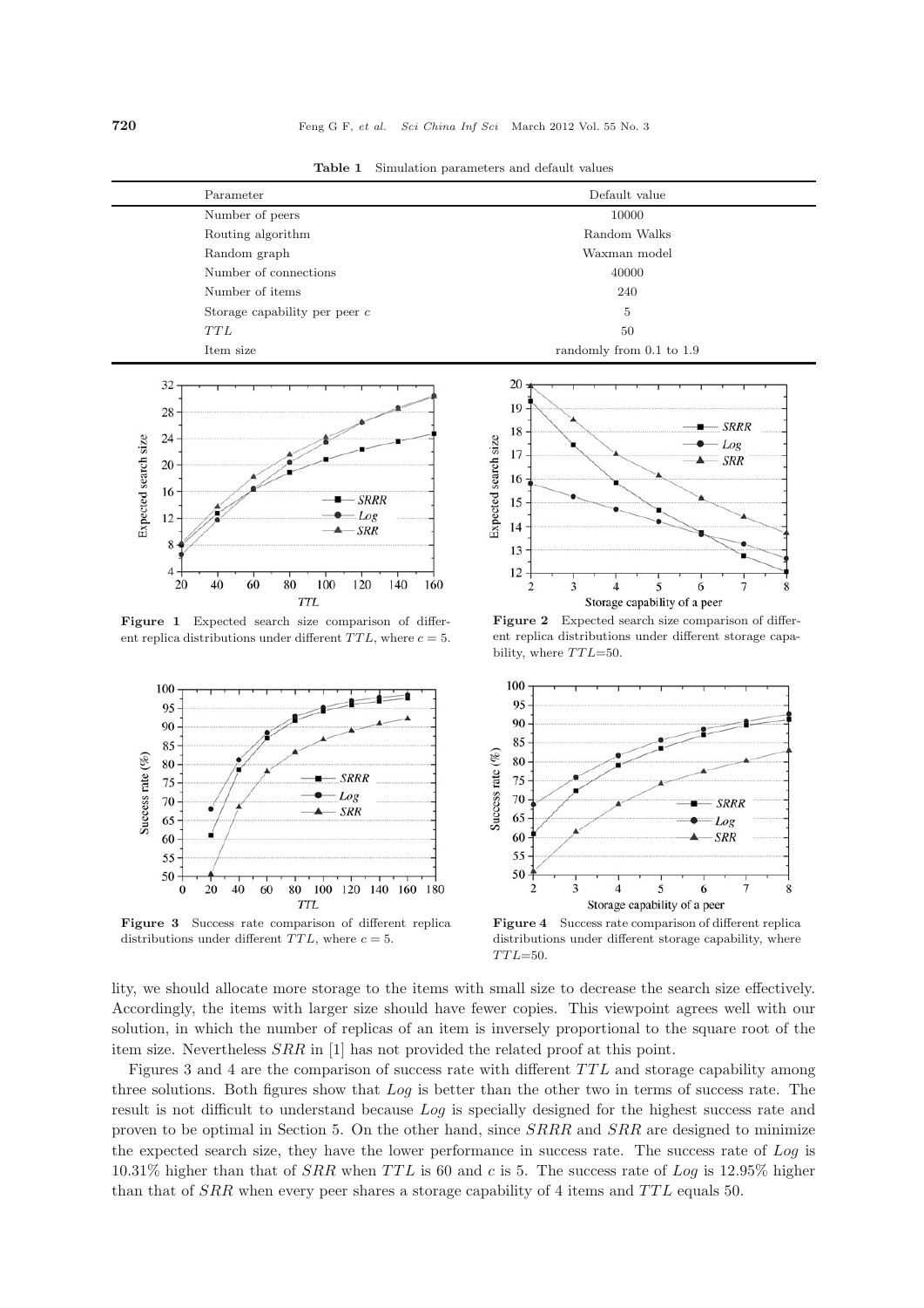**Table 1** Simulation parameters and default values

| Parameter | Default value |
|---|---|
| Number of peers | 10000 |
| Routing algorithm | Random Walks |
| Random graph | Waxman model |
| Number of connections | 40000 |
| Number of items | 240 |
| Storage capability per peer $c$ | 5 |
| $TTL$ | 50 |
| Item size | randomly from 0.1 to 1.9 |

**Figure 1** Expected search size comparison of different replica distributions under different $TTL$, where $c = 5$.

**Figure 2** Expected search size comparison of different replica distributions under different storage capability, where $TTL$=50.

**Figure 3** Success rate comparison of different replica distributions under different $TTL$, where $c = 5$.

**Figure 4** Success rate comparison of different replica distributions under different storage capability, where $TTL$=50.

lity, we should allocate more storage to the items with small size to decrease the search size effectively. Accordingly, the items with larger size should have fewer copies. This viewpoint agrees well with our solution, in which the number of replicas of an item is inversely proportional to the square root of the item size. Nevertheless *SRR* in [1] has not provided the related proof at this point.

Figures 3 and 4 are the comparison of success rate with different $TTL$ and storage capability among three solutions. Both figures show that *Log* is better than the other two in terms of success rate. The result is not difficult to understand because *Log* is specially designed for the highest success rate and proven to be optimal in Section 5. On the other hand, since *SRRR* and *SRR* are designed to minimize the expected search size, they have the lower performance in success rate. The success rate of *Log* is 10.31% higher than that of *SRR* when $TTL$ is 60 and $c$ is 5. The success rate of *Log* is 12.95% higher than that of *SRR* when every peer shares a storage capability of 4 items and $TTL$ equals 50.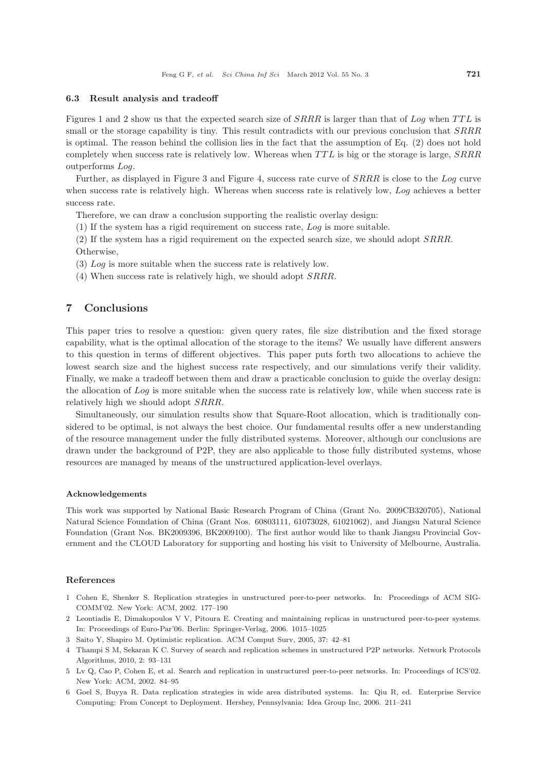### 6.3 Result analysis and tradeoff

Figures 1 and 2 show us that the expected search size of $SRRR$ is larger than that of $Log$ when $TTL$ is small or the storage capability is tiny. This result contradicts with our previous conclusion that $SRRR$ is optimal. The reason behind the collision lies in the fact that the assumption of Eq. (2) does not hold completely when success rate is relatively low. Whereas when $TTL$ is big or the storage is large, $SRRR$ outperforms $Log$.

Further, as displayed in Figure 3 and Figure 4, success rate curve of $SRRR$ is close to the $Log$ curve when success rate is relatively high. Whereas when success rate is relatively low, $Log$ achieves a better success rate.

Therefore, we can draw a conclusion supporting the realistic overlay design:

(1) If the system has a rigid requirement on success rate, $Log$ is more suitable.

(2) If the system has a rigid requirement on the expected search size, we should adopt $SRRR$.

Otherwise,

(3) $Log$ is more suitable when the success rate is relatively low.

(4) When success rate is relatively high, we should adopt $SRRR$.

## 7 Conclusions

This paper tries to resolve a question: given query rates, file size distribution and the fixed storage capability, what is the optimal allocation of the storage to the items? We usually have different answers to this question in terms of different objectives. This paper puts forth two allocations to achieve the lowest search size and the highest success rate respectively, and our simulations verify their validity. Finally, we make a tradeoff between them and draw a practicable conclusion to guide the overlay design: the allocation of $Log$ is more suitable when the success rate is relatively low, while when success rate is relatively high we should adopt $SRRR$.

Simultaneously, our simulation results show that Square-Root allocation, which is traditionally considered to be optimal, is not always the best choice. Our fundamental results offer a new understanding of the resource management under the fully distributed systems. Moreover, although our conclusions are drawn under the background of P2P, they are also applicable to those fully distributed systems, whose resources are managed by means of the unstructured application-level overlays.

#### Acknowledgements

This work was supported by National Basic Research Program of China (Grant No. 2009CB320705), National Natural Science Foundation of China (Grant Nos. 60803111, 61073028, 61021062), and Jiangsu Natural Science Foundation (Grant Nos. BK2009396, BK2009100). The first author would like to thank Jiangsu Provincial Government and the CLOUD Laboratory for supporting and hosting his visit to University of Melbourne, Australia.

#### References

1 Cohen E, Shenker S. Replication strategies in unstructured peer-to-peer networks. In: Proceedings of ACM SIGCOMM'02. New York: ACM, 2002. 177–190

2 Leontiadis E, Dimakopoulos V V, Pitoura E. Creating and maintaining replicas in unstructured peer-to-peer systems. In: Proceedings of Euro-Par'06. Berlin: Springer-Verlag, 2006. 1015–1025

3 Saito Y, Shapiro M. Optimistic replication. ACM Comput Surv, 2005, 37: 42–81

4 Thampi S M, Sekaran K C. Survey of search and replication schemes in unstructured P2P networks. Network Protocols Algorithms, 2010, 2: 93–131

5 Lv Q, Cao P, Cohen E, et al. Search and replication in unstructured peer-to-peer networks. In: Proceedings of ICS'02. New York: ACM, 2002. 84–95

6 Goel S, Buyya R. Data replication strategies in wide area distributed systems. In: Qiu R, ed. Enterprise Service Computing: From Concept to Deployment. Hershey, Pennsylvania: Idea Group Inc, 2006. 211–241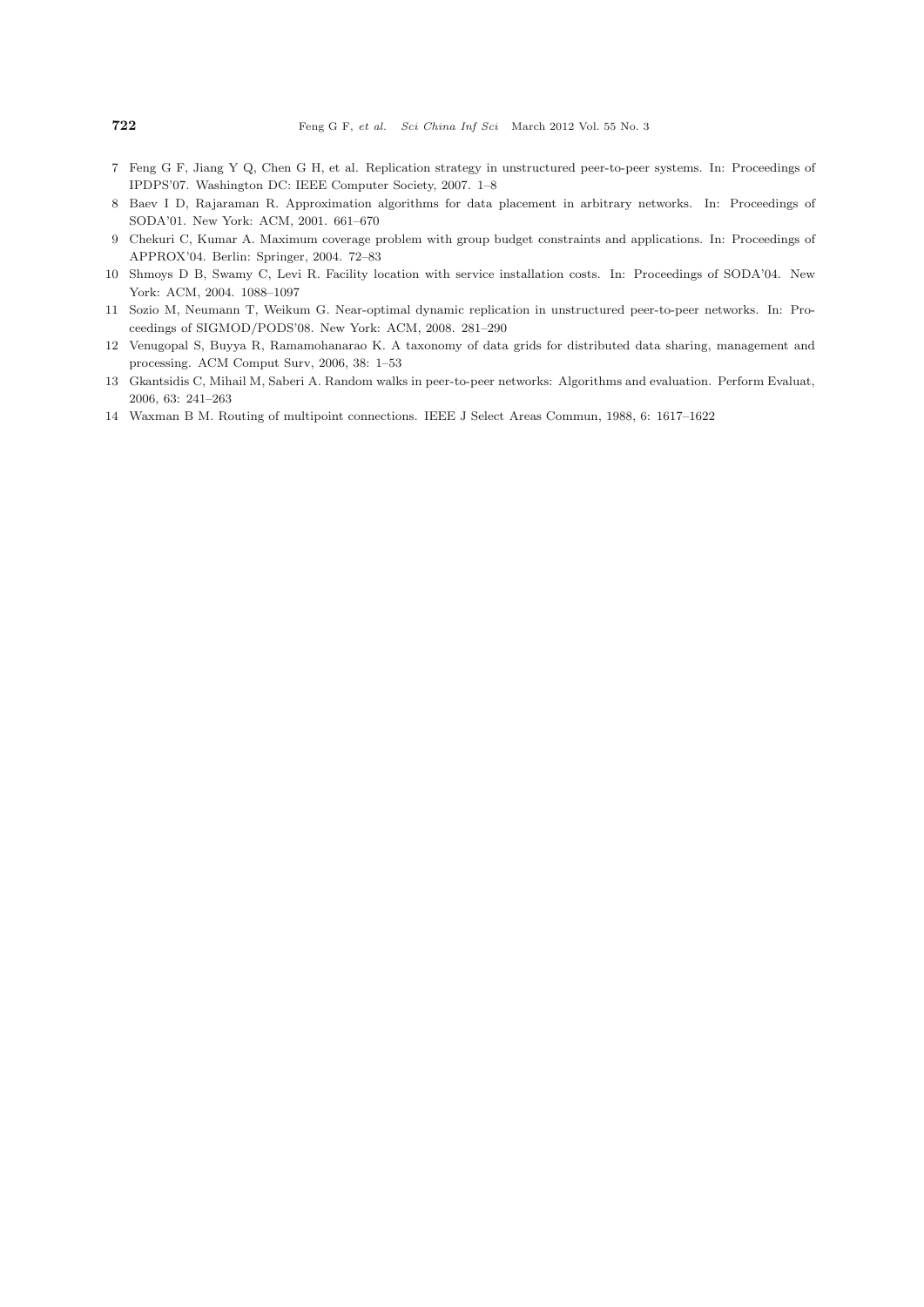7 Feng G F, Jiang Y Q, Chen G H, et al. Replication strategy in unstructured peer-to-peer systems. In: Proceedings of IPDPS'07. Washington DC: IEEE Computer Society, 2007. 1–8

8 Baev I D, Rajaraman R. Approximation algorithms for data placement in arbitrary networks. In: Proceedings of SODA'01. New York: ACM, 2001. 661–670

9 Chekuri C, Kumar A. Maximum coverage problem with group budget constraints and applications. In: Proceedings of APPROX'04. Berlin: Springer, 2004. 72–83

10 Shmoys D B, Swamy C, Levi R. Facility location with service installation costs. In: Proceedings of SODA'04. New York: ACM, 2004. 1088–1097

11 Sozio M, Neumann T, Weikum G. Near-optimal dynamic replication in unstructured peer-to-peer networks. In: Proceedings of SIGMOD/PODS'08. New York: ACM, 2008. 281–290

12 Venugopal S, Buyya R, Ramamohanarao K. A taxonomy of data grids for distributed data sharing, management and processing. ACM Comput Surv, 2006, 38: 1–53

13 Gkantsidis C, Mihail M, Saberi A. Random walks in peer-to-peer networks: Algorithms and evaluation. Perform Evaluat, 2006, 63: 241–263

14 Waxman B M. Routing of multipoint connections. IEEE J Select Areas Commun, 1988, 6: 1617–1622